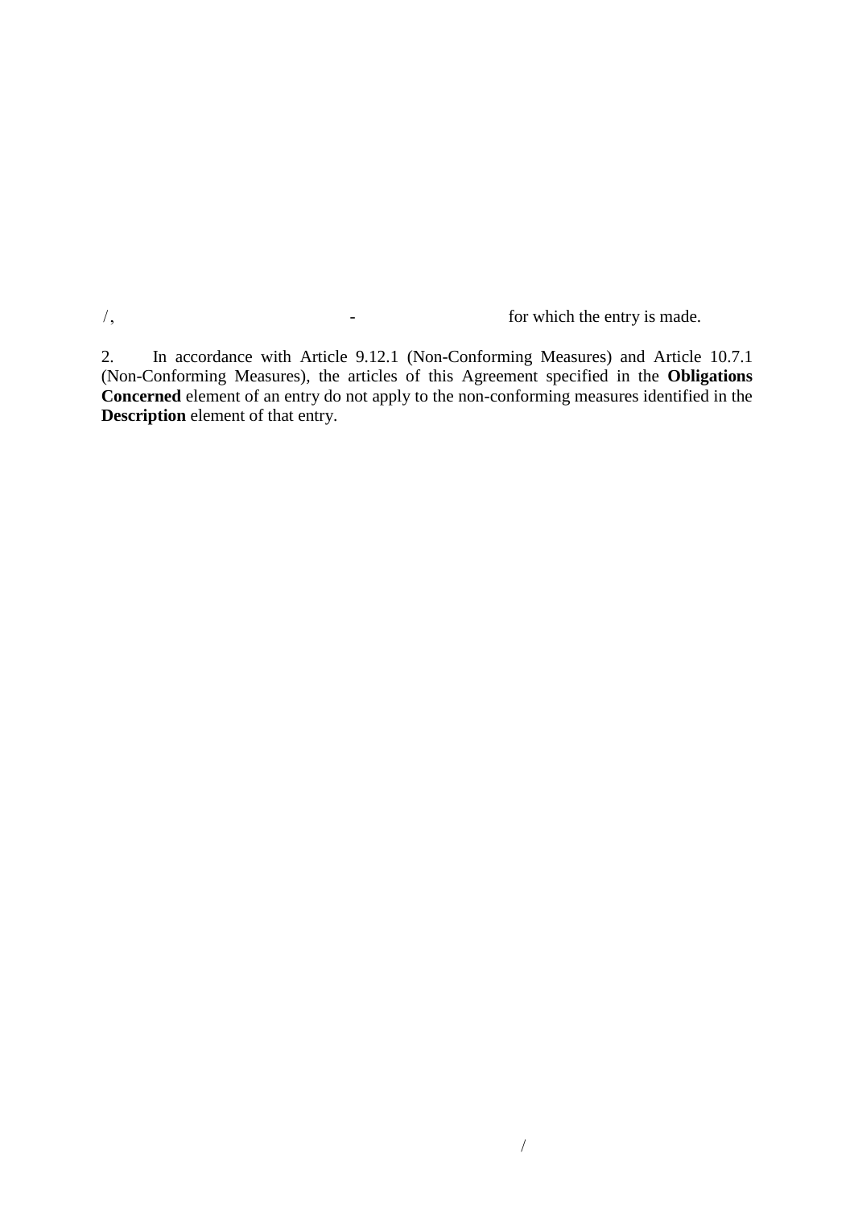/, - for which the entry is made.

2. In accordance with Article 9.12.1 (Non-Conforming Measures) and Article 10.7.1 (Non-Conforming Measures), the articles of this Agreement specified in the **Obligations Concerned** element of an entry do not apply to the non-conforming measures identified in the **Description** element of that entry.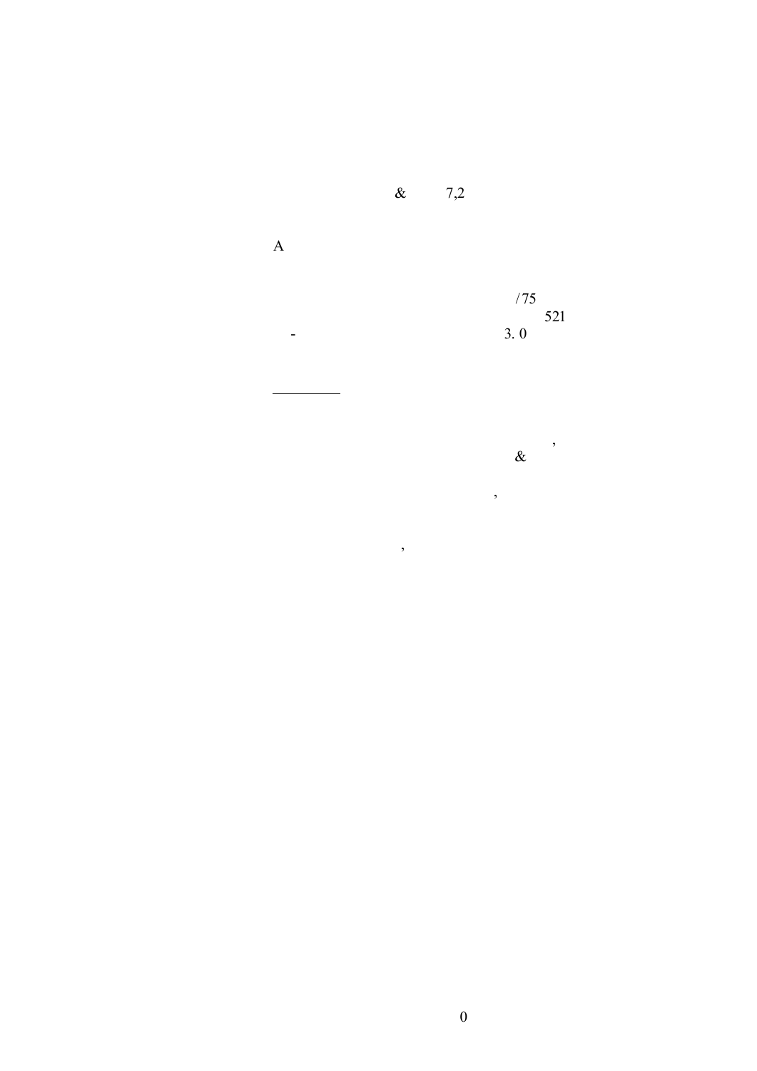& 7,2

A

/75
521
- 3. 0

---

,
&

,

,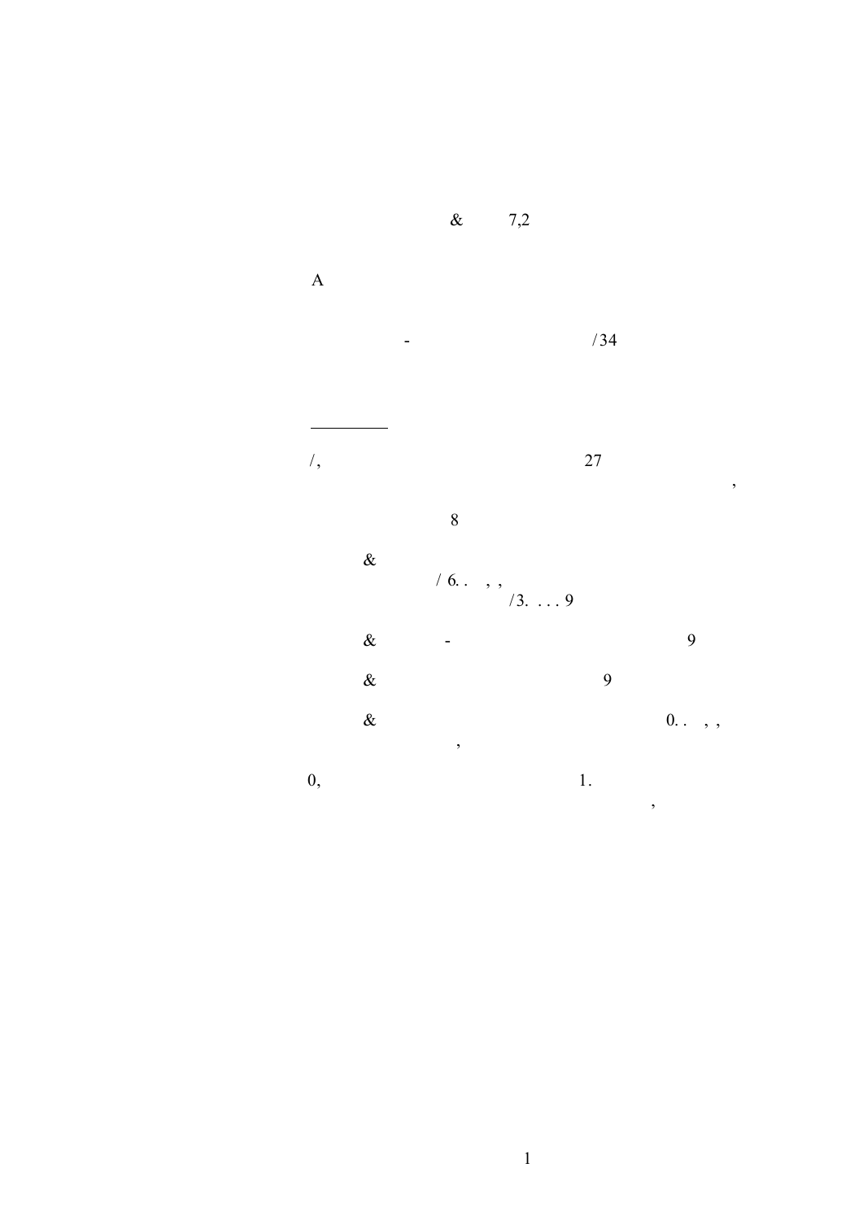& 7,2

A

- /34

---

/, 27
,

8

&
/ 6. . , ,
/3. . . . 9

& - 9

& 9

& 0. . , ,
,

0, 1.
,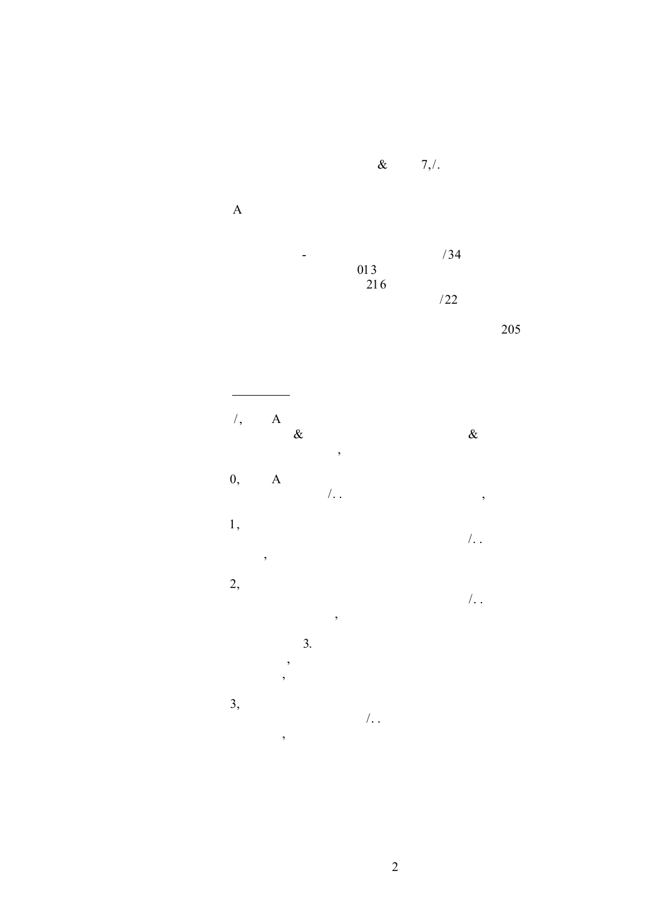& 7,/.

A

- /34
013
216
/22

205

---

/, A
& &
,

0, A
/. . ,

1,
/. .
,

2,
/. .
,

3.
,
,

3,
/. .
,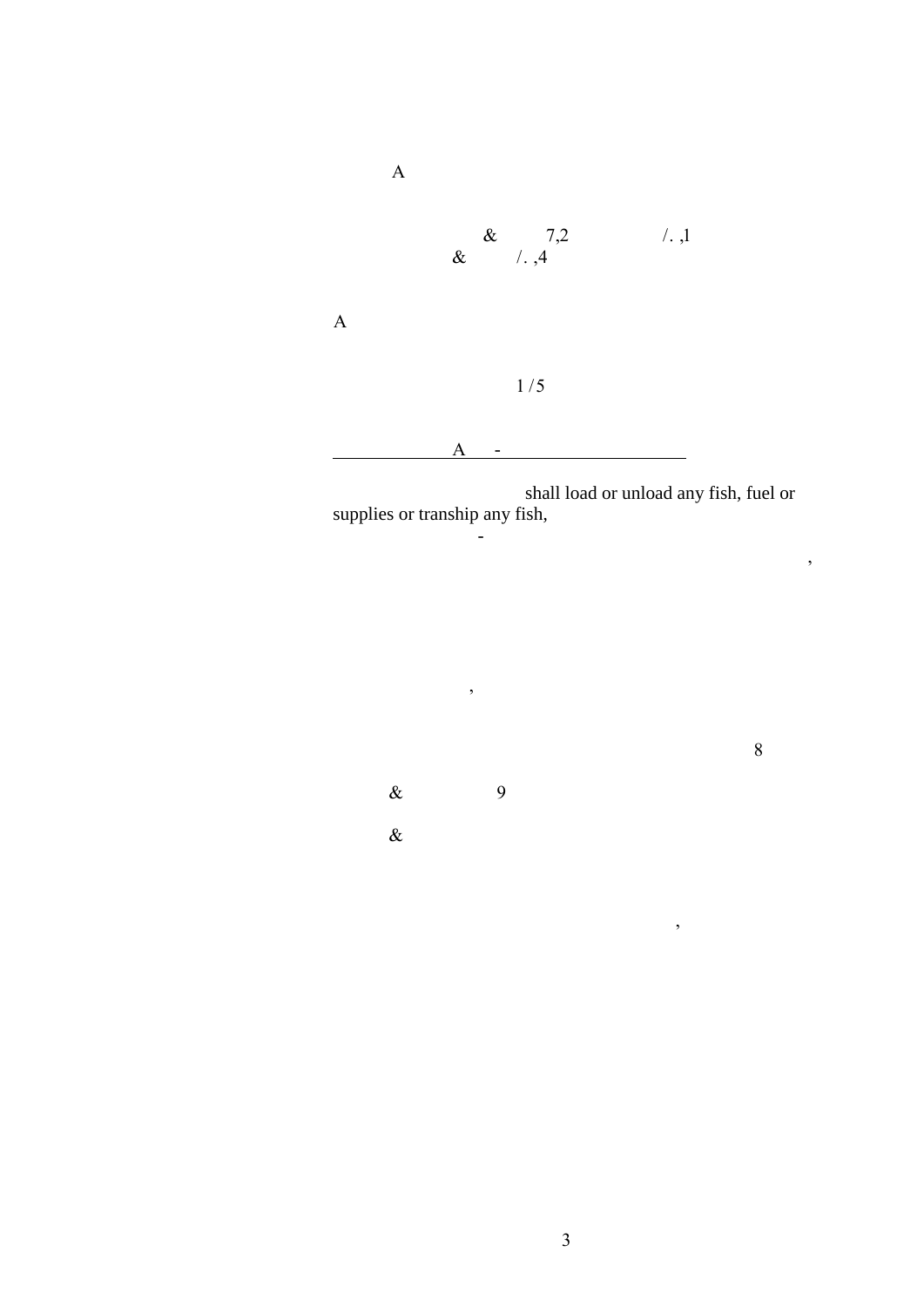A

& 7,2 /. ,1
& /. ,4

A

1 /5

A -

shall load or unload any fish, fuel or supplies or tranship any fish,

-

,

,

8

& 9

&

,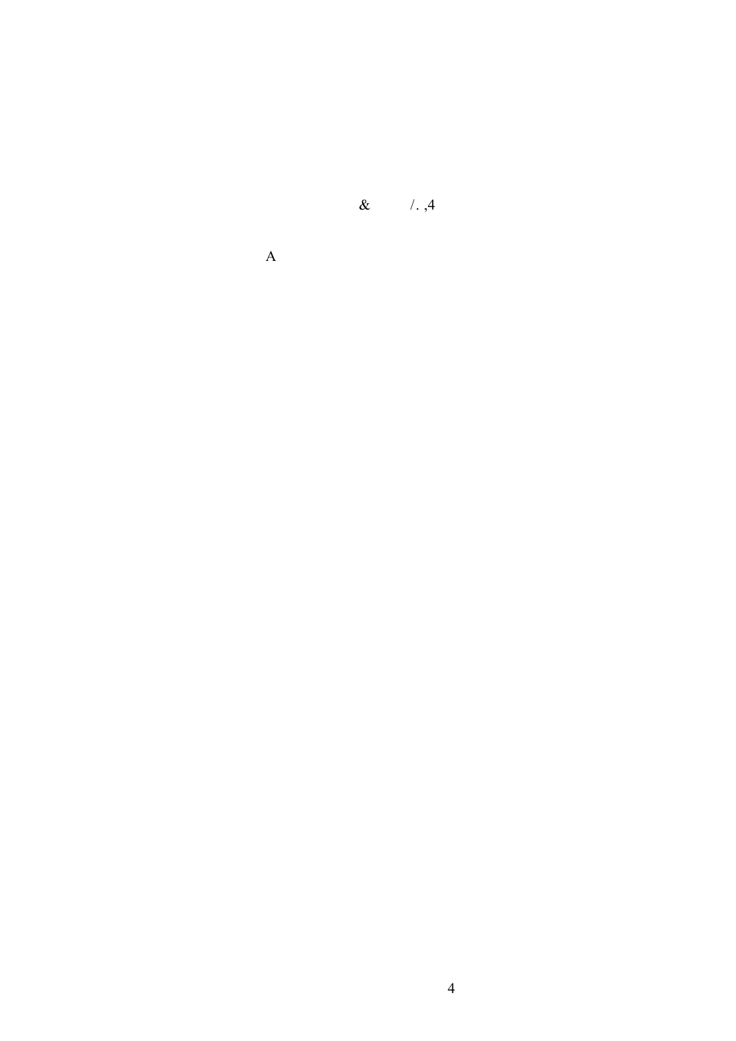& /. ,4

A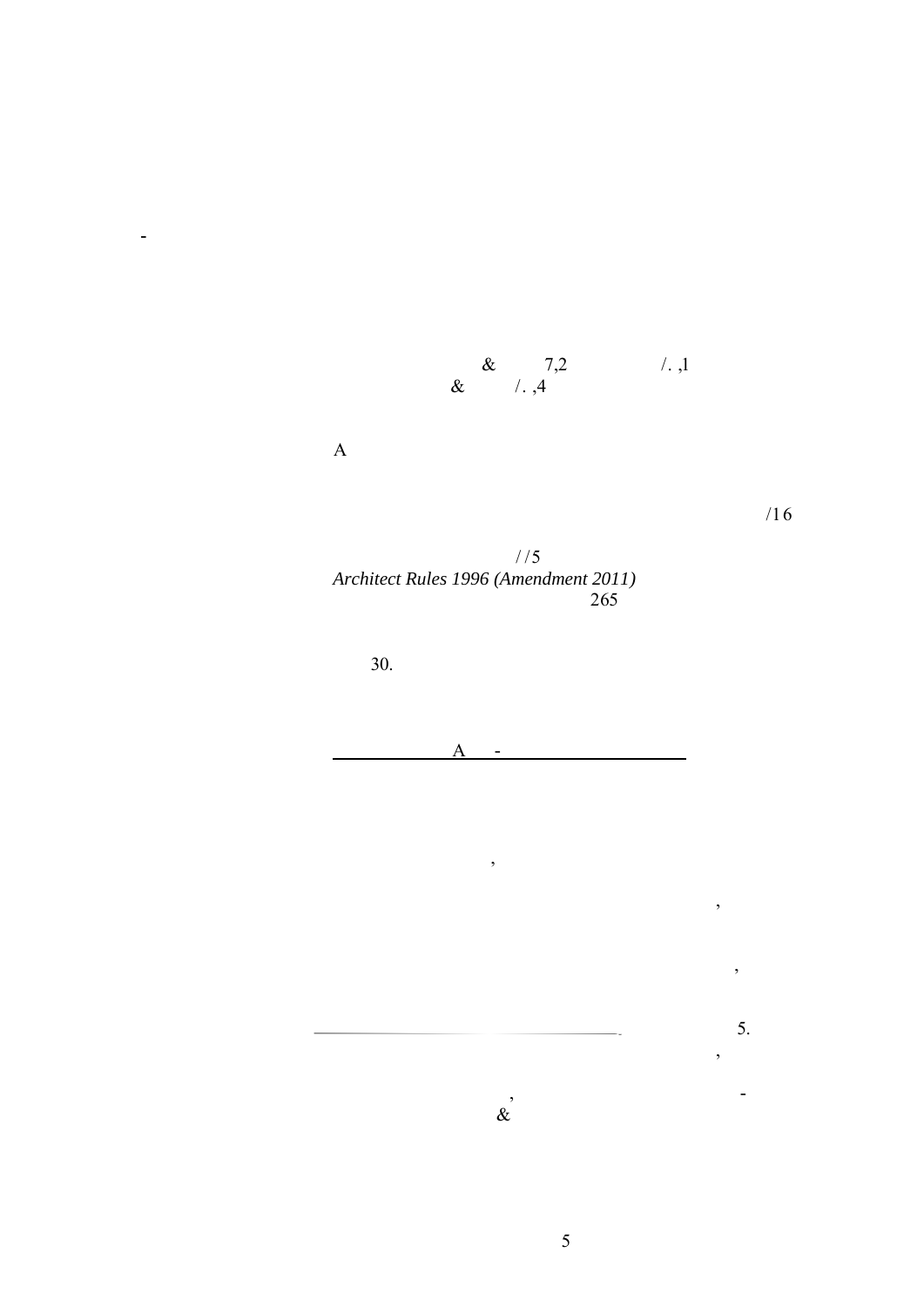-

& 7,2 /. ,1
& /. ,4

A

/16

//5
*Architect Rules 1996 (Amendment 2011)*
265

30.

A -

,

,

,

5.
,

-
,
&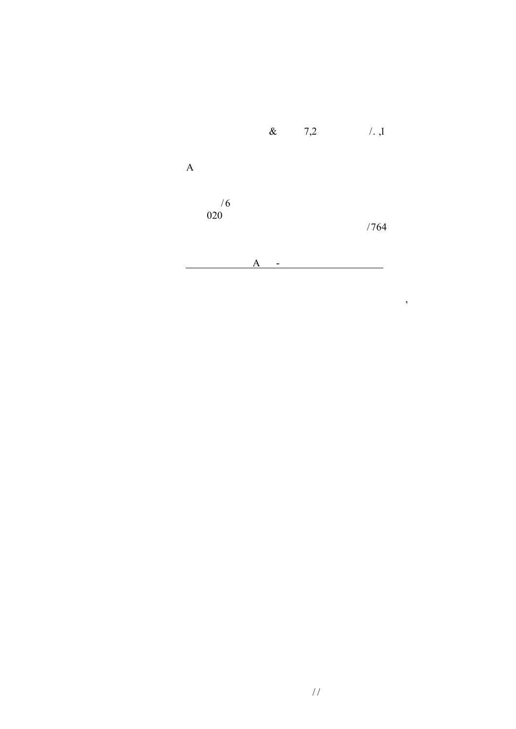& 7,2 /. ,l

A

/6
020
/764

A -

,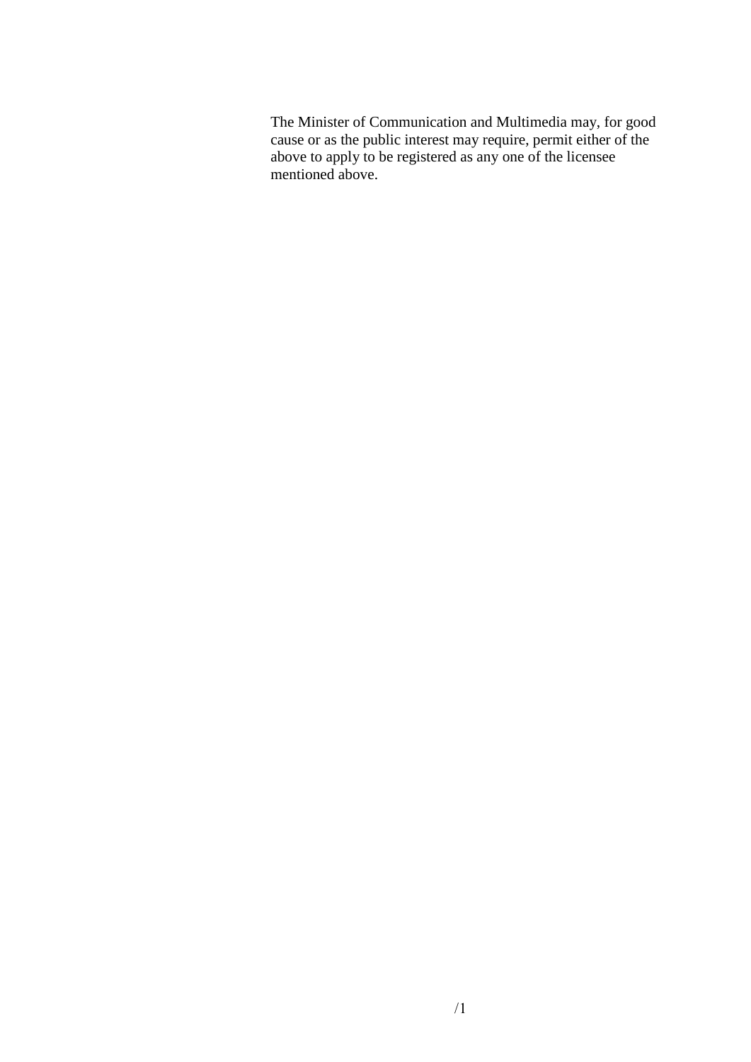The Minister of Communication and Multimedia may, for good cause or as the public interest may require, permit either of the above to apply to be registered as any one of the licensee mentioned above.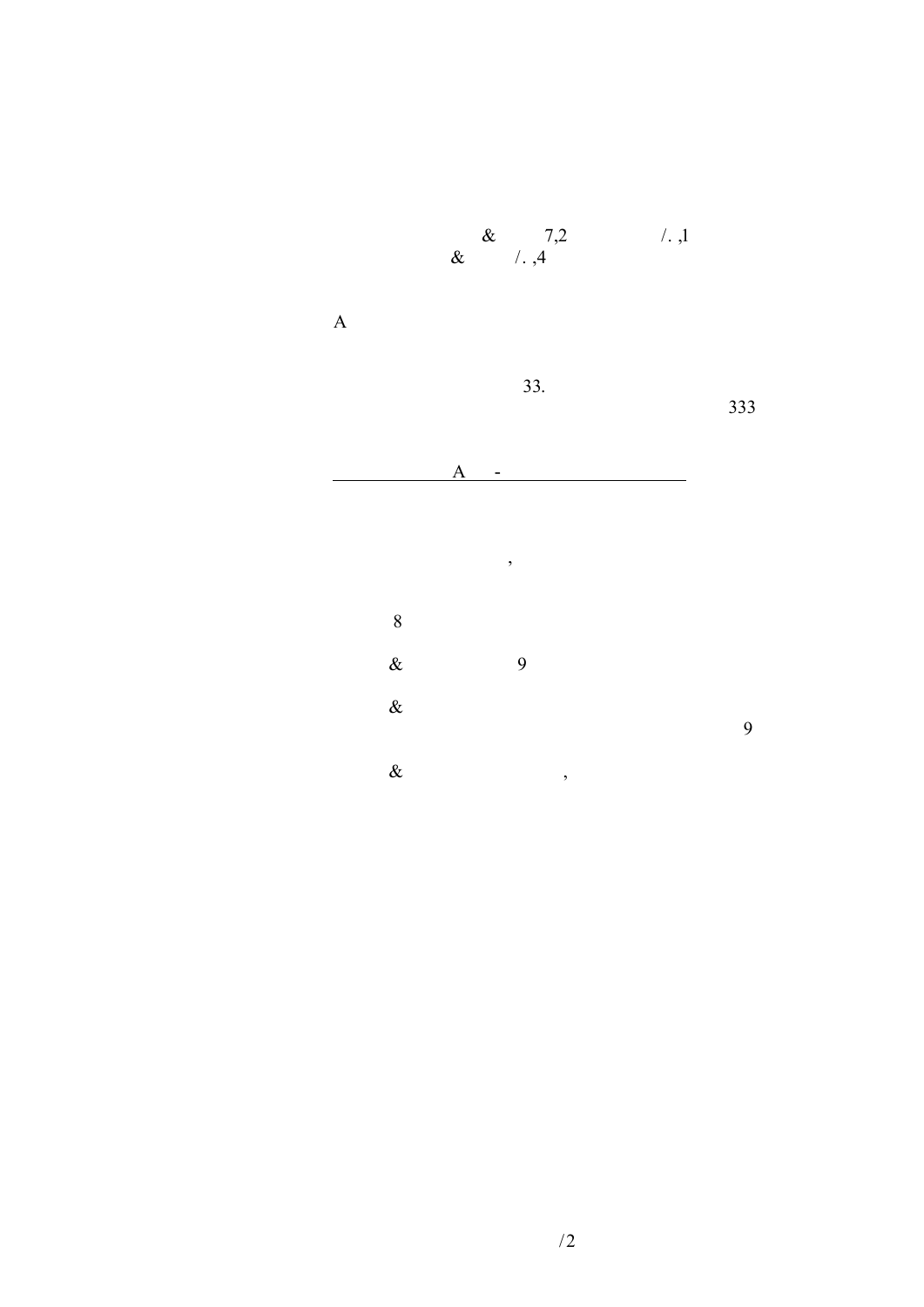& 7,2 /. ,1
& /. ,4

A

33.
333

A -

,

8

& 9

&
9

& ,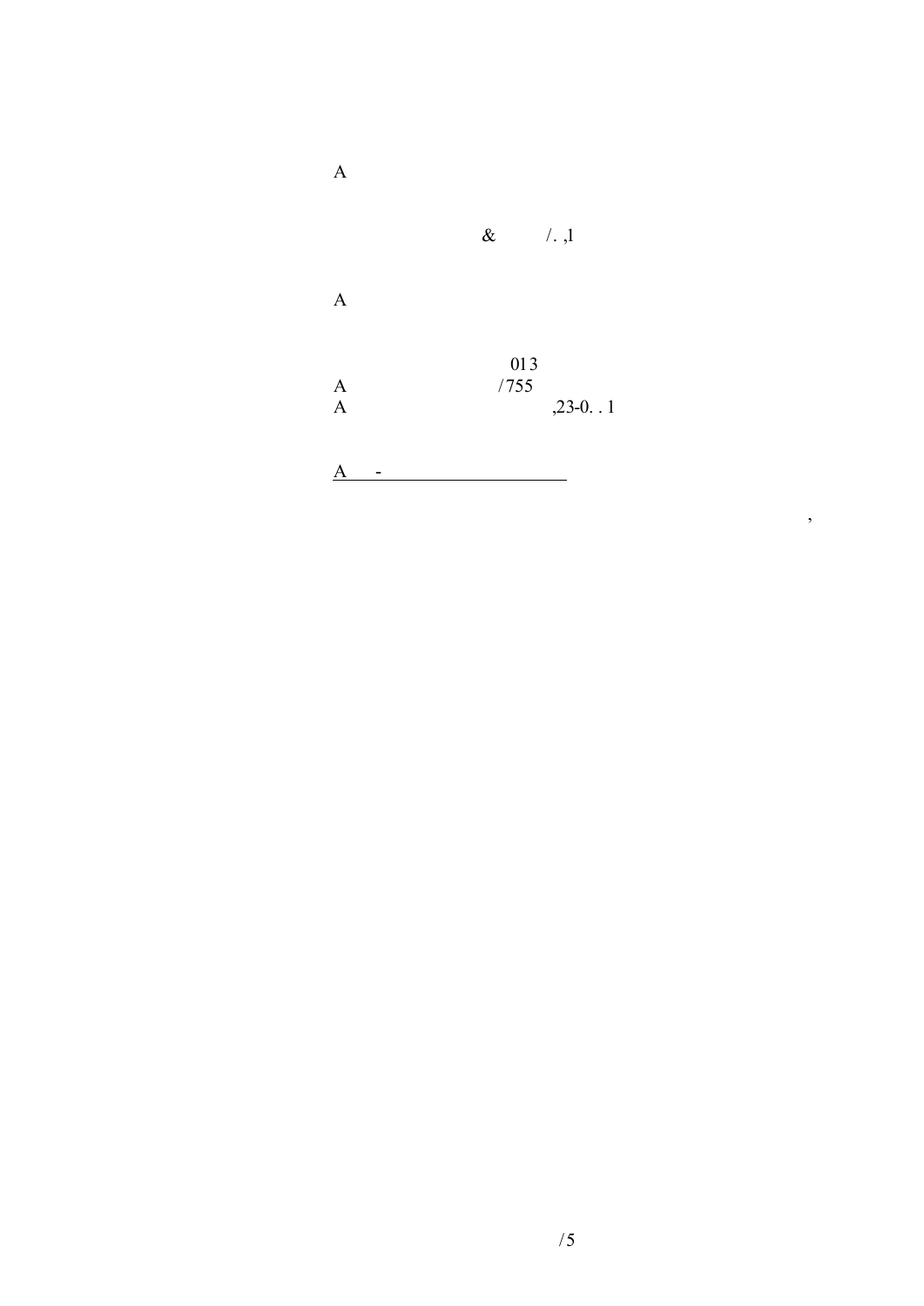A

& /. ,1

A

013

A /755

A ,23-0. . 1

A -

,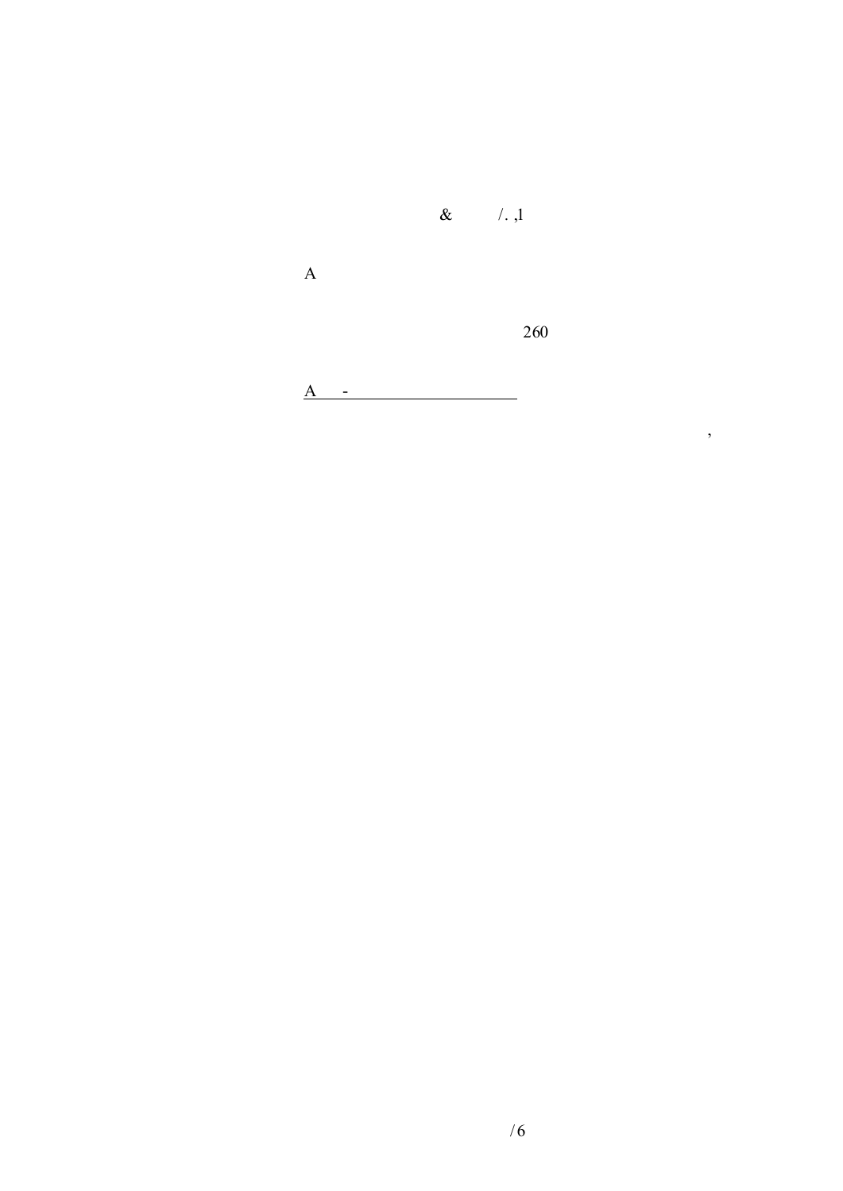& /. ,1

A

260

A -

,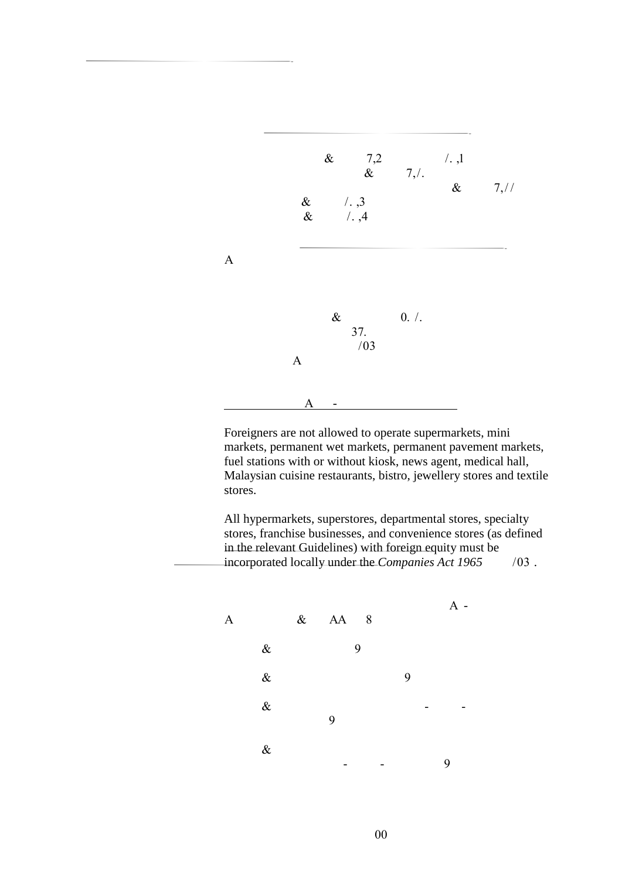Foreigners are not allowed to operate supermarkets, mini markets, permanent wet markets, permanent pavement markets, fuel stations with or without kiosk, news agent, medical hall, Malaysian cuisine restaurants, bistro, jewellery stores and textile stores.

All hypermarkets, superstores, departmental stores, specialty stores, franchise businesses, and convenience stores (as defined in the relevant Guidelines) with foreign equity must be incorporated locally under the *Companies Act 1965*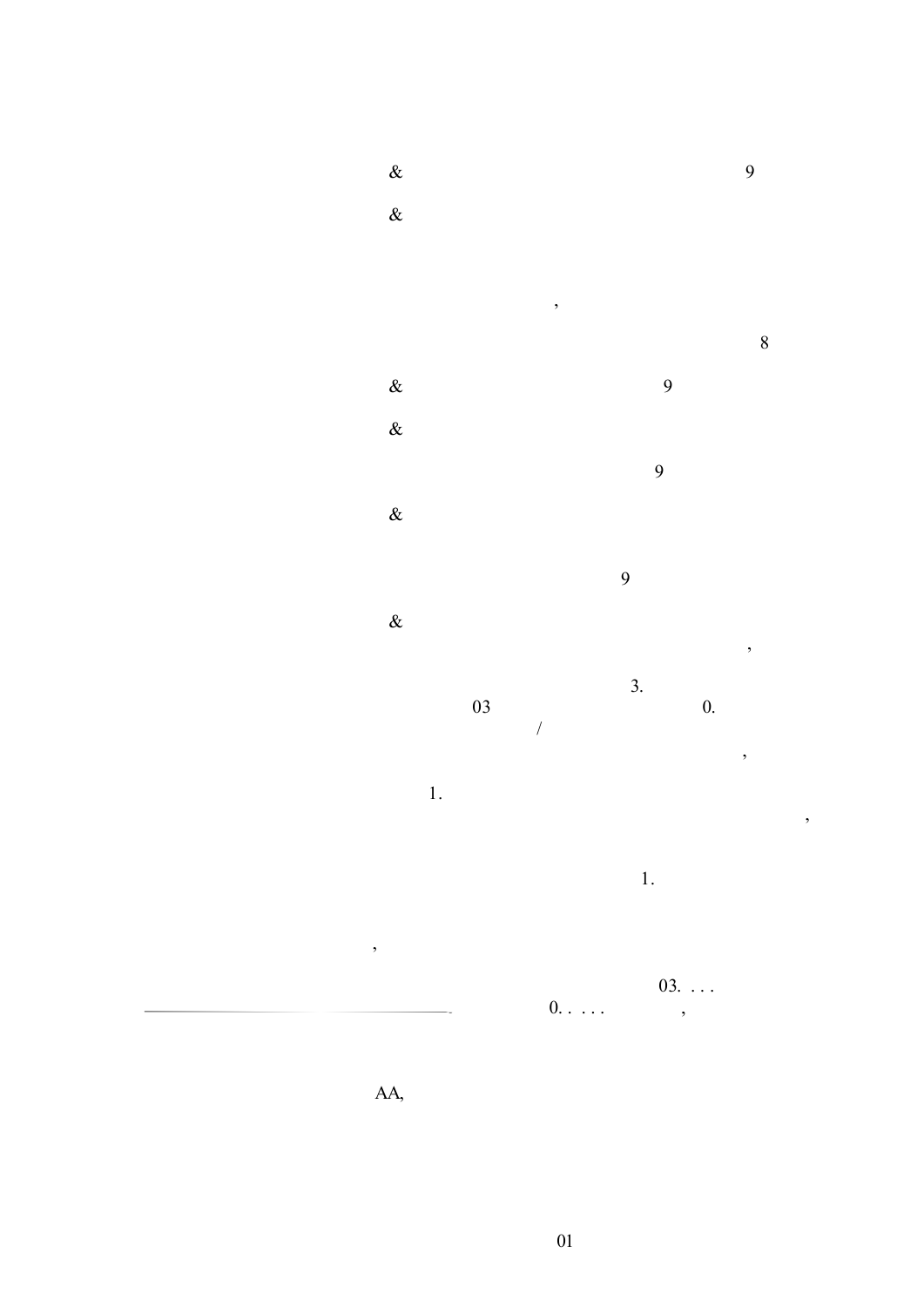&                9

&

,

8

&        9

&

9

&

9

&

,

3.

03        0.

/

,

1.

,

1.

,

03. . . .

0. . . . .        ,

AA,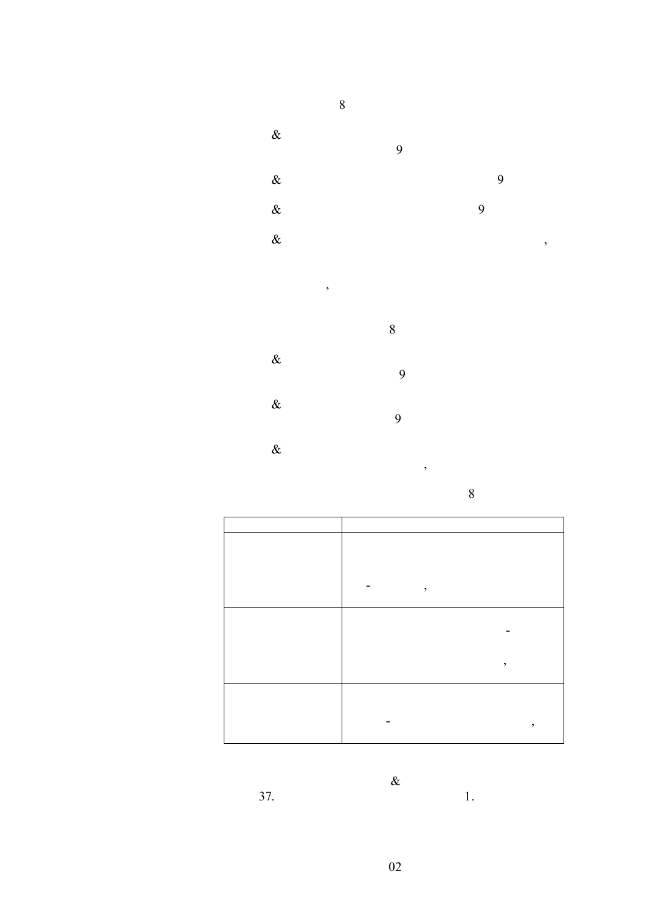8

&
9

& 9

& 9

& ,

,

8

&
9

&
9

&
,

8

| | |
|---|---|
| | - , |
| | - , |
| | - , |

&
37. 1.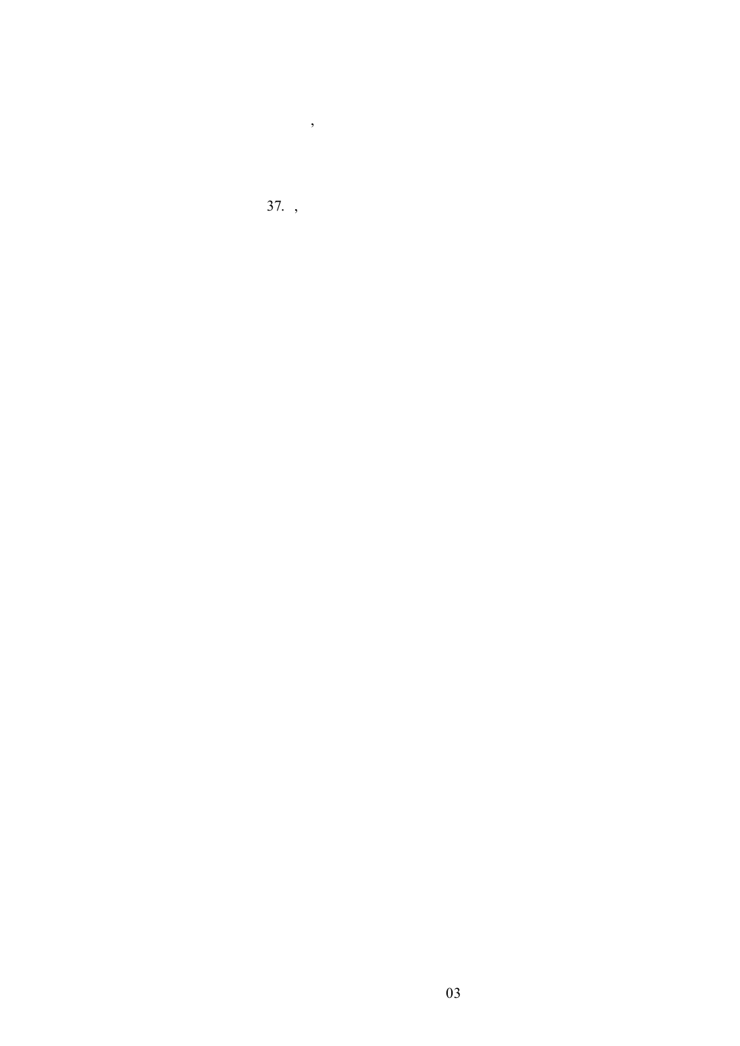,

37. ,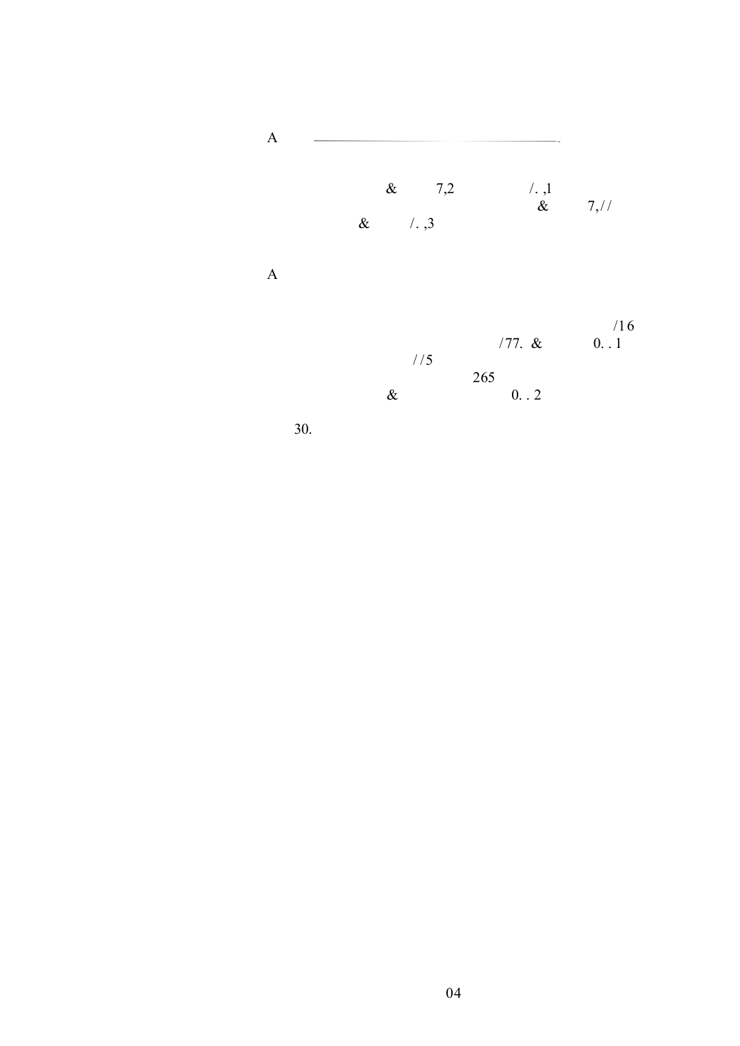A

& 7,2 /. ,1
& 7,//
& /. ,3

A

/16
/77. & 0. . 1
//5
265
& 0. . 2

30.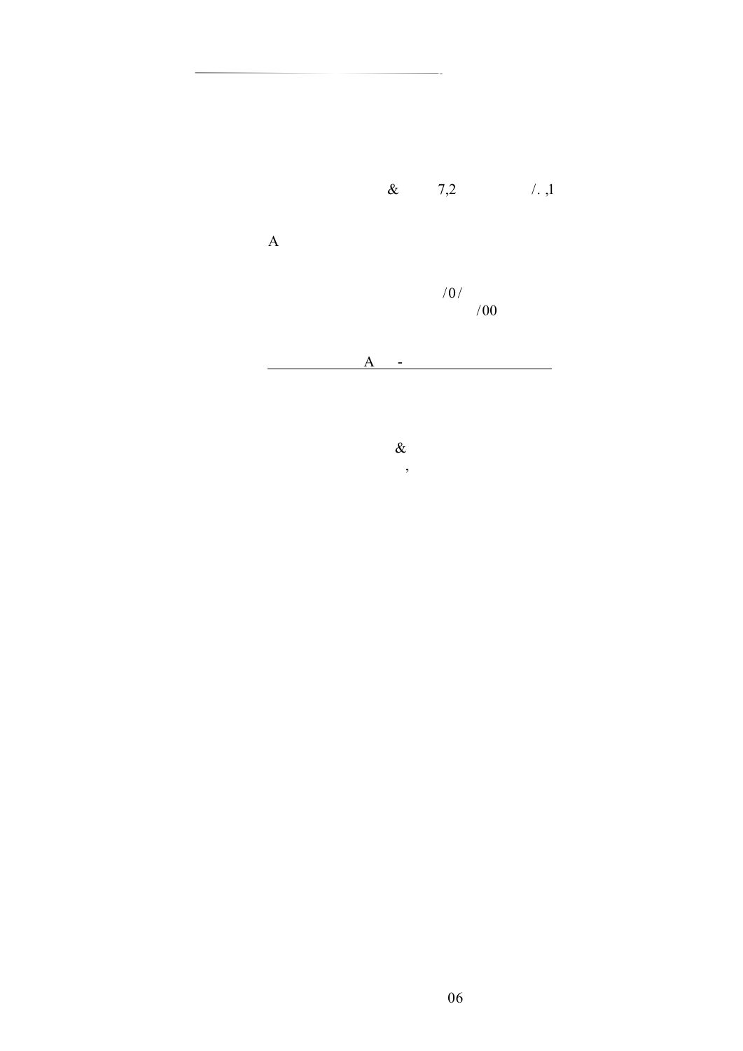& 7,2 /. ,1

A

/0/
/00

A -

&
,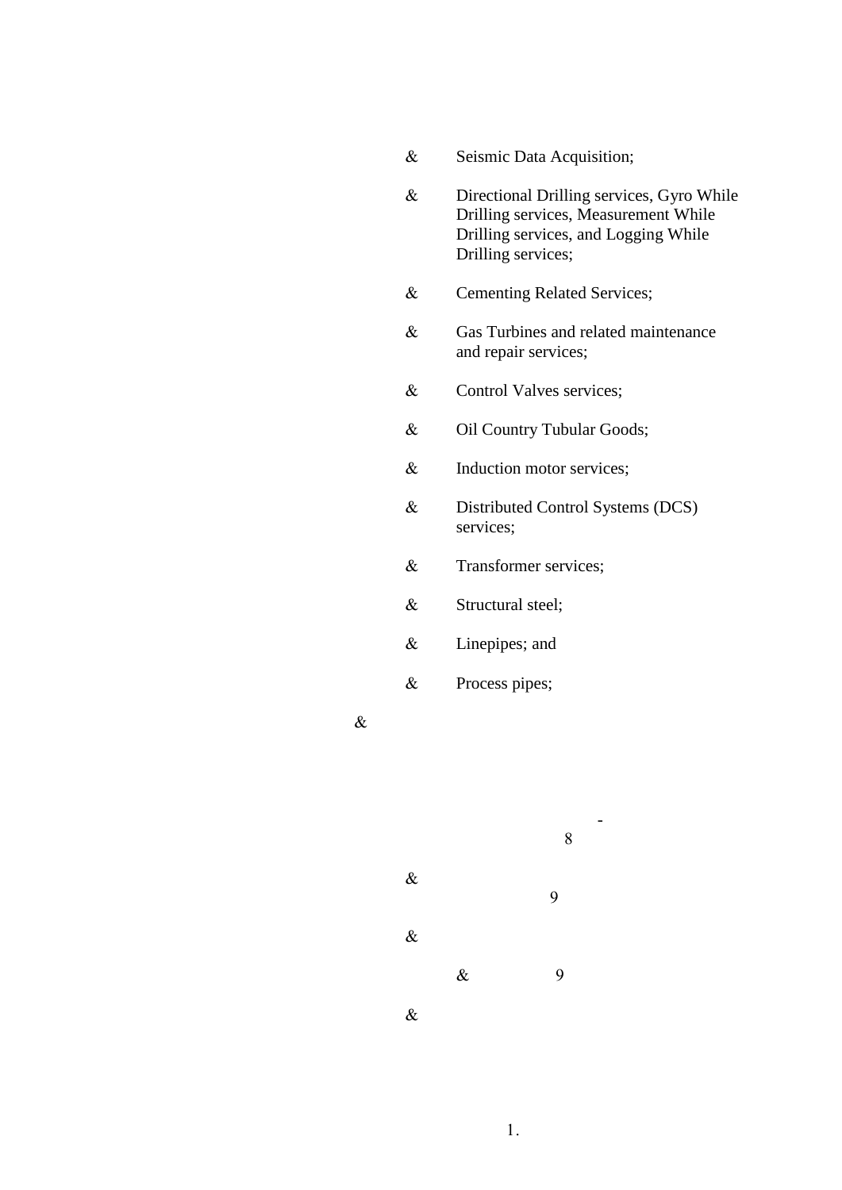- Seismic Data Acquisition;
- Directional Drilling services, Gyro While Drilling services, Measurement While Drilling services, and Logging While Drilling services;
- Cementing Related Services;
- Gas Turbines and related maintenance and repair services;
- Control Valves services;
- Oil Country Tubular Goods;
- Induction motor services;
- Distributed Control Systems (DCS) services;
- Transformer services;
- Structural steel;
- Linepipes; and
- Process pipes;

&

-
8

&
9

&

& 9

&